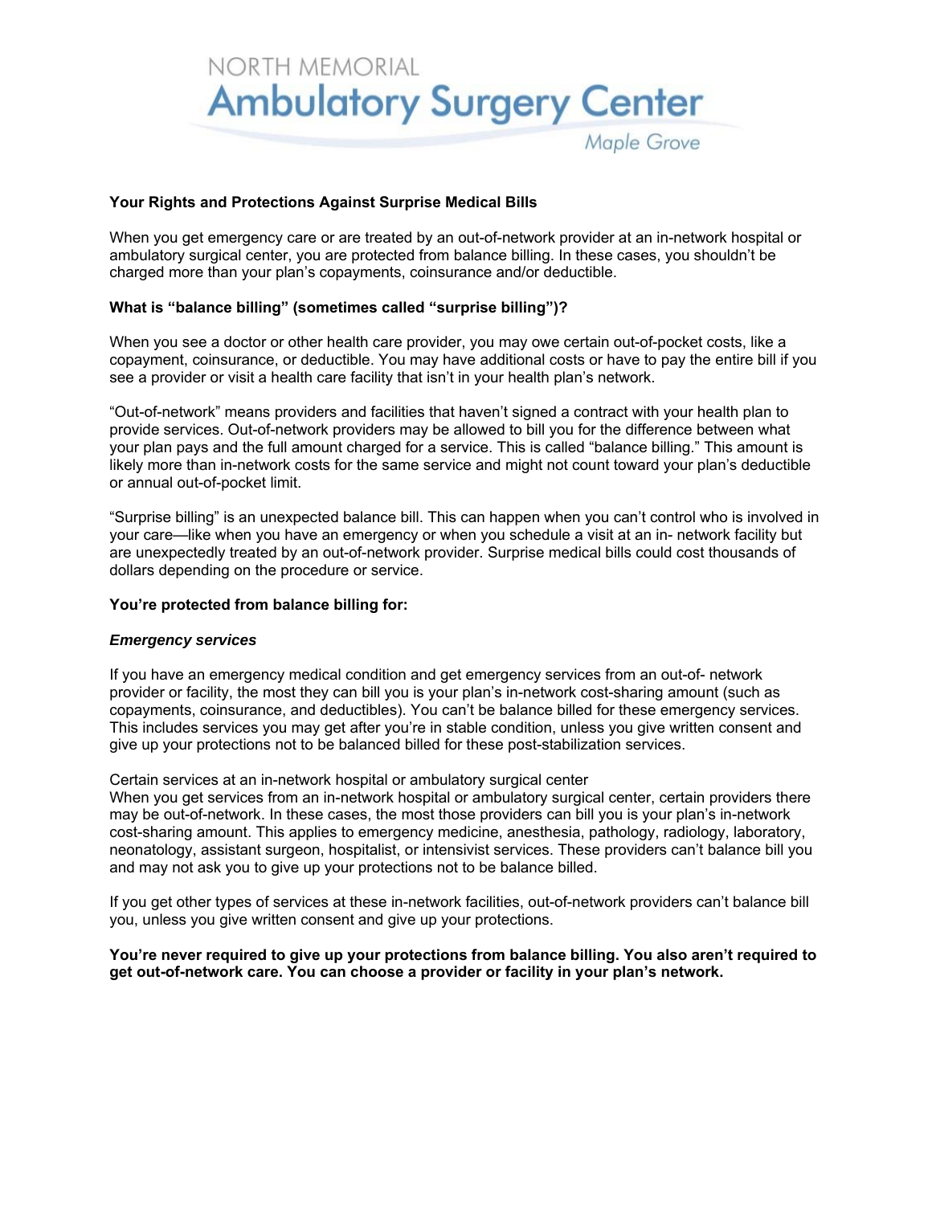NORTH MEMORIAL
Ambulatory Surgery Center
Maple Grove

**Your Rights and Protections Against Surprise Medical Bills**

When you get emergency care or are treated by an out-of-network provider at an in-network hospital or ambulatory surgical center, you are protected from balance billing. In these cases, you shouldn't be charged more than your plan's copayments, coinsurance and/or deductible.

**What is "balance billing" (sometimes called "surprise billing")?**

When you see a doctor or other health care provider, you may owe certain out-of-pocket costs, like a copayment, coinsurance, or deductible. You may have additional costs or have to pay the entire bill if you see a provider or visit a health care facility that isn't in your health plan's network.

"Out-of-network" means providers and facilities that haven't signed a contract with your health plan to provide services. Out-of-network providers may be allowed to bill you for the difference between what your plan pays and the full amount charged for a service. This is called "balance billing." This amount is likely more than in-network costs for the same service and might not count toward your plan's deductible or annual out-of-pocket limit.

"Surprise billing" is an unexpected balance bill. This can happen when you can't control who is involved in your care—like when you have an emergency or when you schedule a visit at an in- network facility but are unexpectedly treated by an out-of-network provider. Surprise medical bills could cost thousands of dollars depending on the procedure or service.

**You're protected from balance billing for:**

***Emergency services***

If you have an emergency medical condition and get emergency services from an out-of- network provider or facility, the most they can bill you is your plan's in-network cost-sharing amount (such as copayments, coinsurance, and deductibles). You can't be balance billed for these emergency services. This includes services you may get after you're in stable condition, unless you give written consent and give up your protections not to be balanced billed for these post-stabilization services.

Certain services at an in-network hospital or ambulatory surgical center

When you get services from an in-network hospital or ambulatory surgical center, certain providers there may be out-of-network. In these cases, the most those providers can bill you is your plan's in-network cost-sharing amount. This applies to emergency medicine, anesthesia, pathology, radiology, laboratory, neonatology, assistant surgeon, hospitalist, or intensivist services. These providers can't balance bill you and may not ask you to give up your protections not to be balance billed.

If you get other types of services at these in-network facilities, out-of-network providers can't balance bill you, unless you give written consent and give up your protections.

**You're never required to give up your protections from balance billing. You also aren't required to get out-of-network care. You can choose a provider or facility in your plan's network.**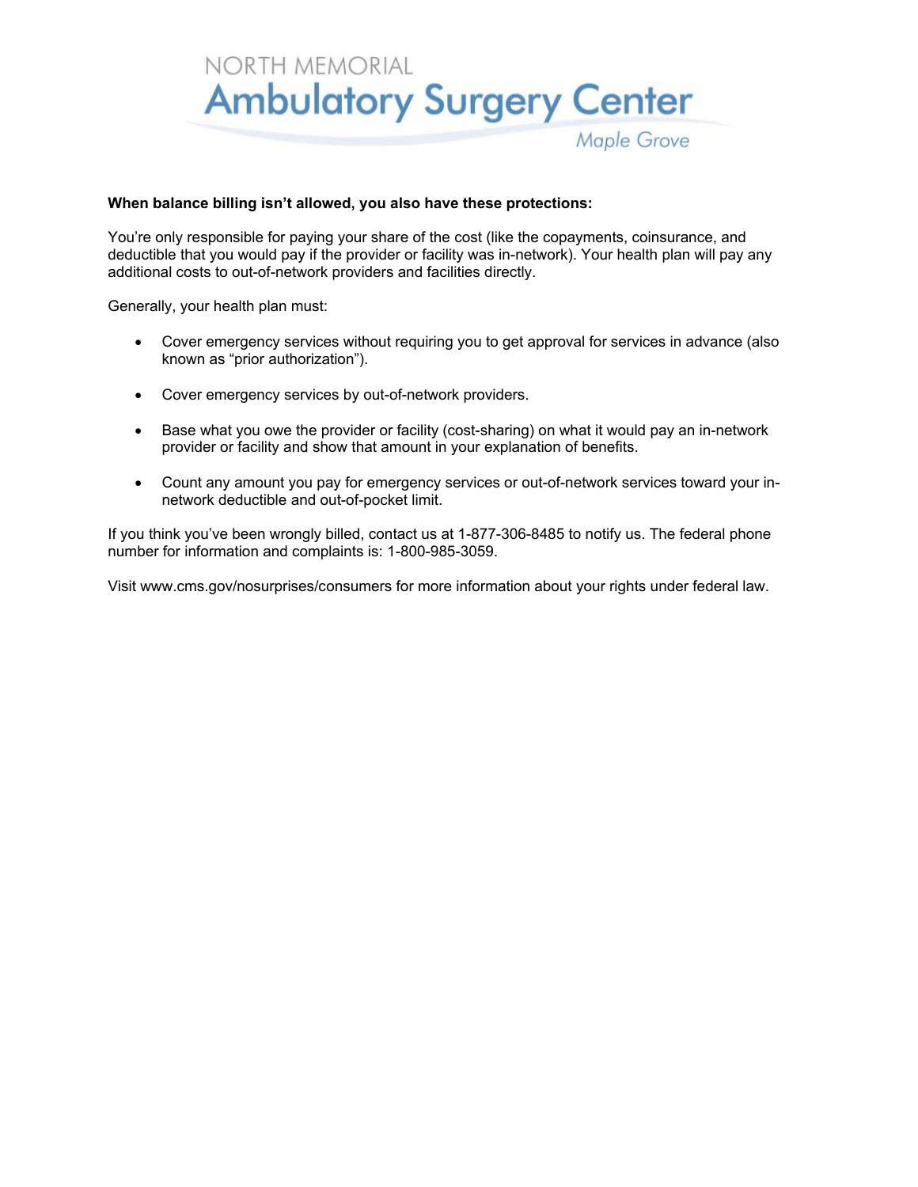NORTH MEMORIAL
Ambulatory Surgery Center
Maple Grove

**When balance billing isn't allowed, you also have these protections:**

You're only responsible for paying your share of the cost (like the copayments, coinsurance, and deductible that you would pay if the provider or facility was in-network). Your health plan will pay any additional costs to out-of-network providers and facilities directly.

Generally, your health plan must:

- Cover emergency services without requiring you to get approval for services in advance (also known as "prior authorization").
- Cover emergency services by out-of-network providers.
- Base what you owe the provider or facility (cost-sharing) on what it would pay an in-network provider or facility and show that amount in your explanation of benefits.
- Count any amount you pay for emergency services or out-of-network services toward your in-network deductible and out-of-pocket limit.

If you think you've been wrongly billed, contact us at 1-877-306-8485 to notify us. The federal phone number for information and complaints is: 1-800-985-3059.

Visit www.cms.gov/nosurprises/consumers for more information about your rights under federal law.